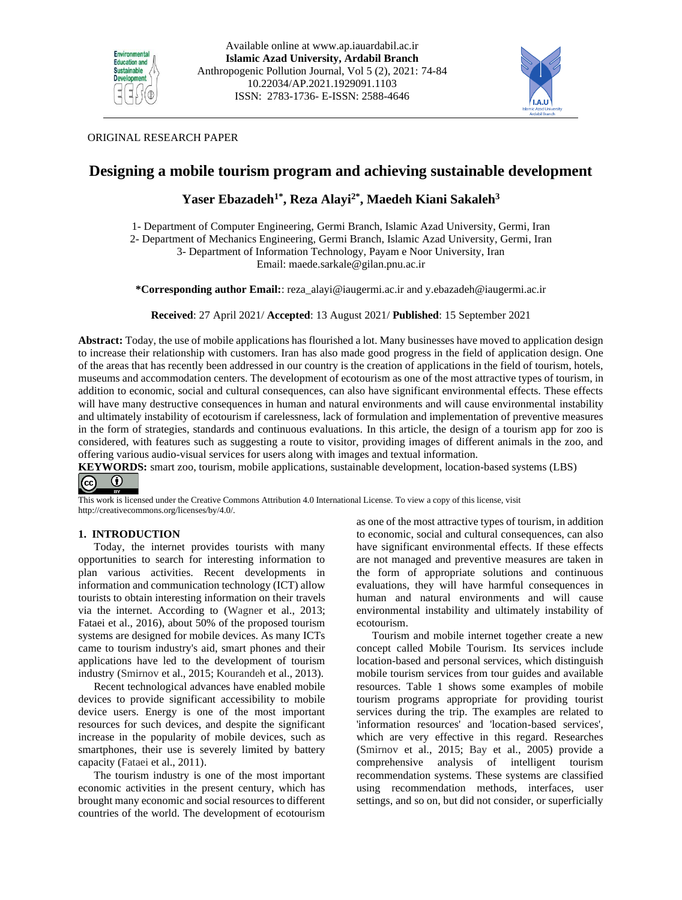ORIGINAL RESEARCH PAPER

# Designing a mobile tourism program and achieving sustainable development

**Yaser Ebazadeh[1*], Reza Alayi[2*], Maedeh Kiani Sakaleh[3]**

1- Department of Computer Engineering, Germi Branch, Islamic Azad University, Germi, Iran
2- Department of Mechanics Engineering, Germi Branch, Islamic Azad University, Germi, Iran
3- Department of Information Technology, Payam e Noor University, Iran
Email: maede.sarkale@gilan.pnu.ac.ir

**\*Corresponding author Email:**: reza_alayi@iaugermi.ac.ir and y.ebazadeh@iaugermi.ac.ir

**Received**: 27 April 2021/ **Accepted**: 13 August 2021/ **Published**: 15 September 2021

**Abstract:** Today, the use of mobile applications has flourished a lot. Many businesses have moved to application design to increase their relationship with customers. Iran has also made good progress in the field of application design. One of the areas that has recently been addressed in our country is the creation of applications in the field of tourism, hotels, museums and accommodation centers. The development of ecotourism as one of the most attractive types of tourism, in addition to economic, social and cultural consequences, can also have significant environmental effects. These effects will have many destructive consequences in human and natural environments and will cause environmental instability and ultimately instability of ecotourism if carelessness, lack of formulation and implementation of preventive measures in the form of strategies, standards and continuous evaluations. In this article, the design of a tourism app for zoo is considered, with features such as suggesting a route to visitor, providing images of different animals in the zoo, and offering various audio-visual services for users along with images and textual information.

**KEYWORDS:** smart zoo, tourism, mobile applications, sustainable development, location-based systems (LBS)

This work is licensed under the Creative Commons Attribution 4.0 International License. To view a copy of this license, visit http://creativecommons.org/licenses/by/4.0/.

## 1. INTRODUCTION

Today, the internet provides tourists with many opportunities to search for interesting information to plan various activities. Recent developments in information and communication technology (ICT) allow tourists to obtain interesting information on their travels via the internet. According to (Wagner et al., 2013; Fataei et al., 2016), about 50% of the proposed tourism systems are designed for mobile devices. As many ICTs came to tourism industry's aid, smart phones and their applications have led to the development of tourism industry (Smirnov et al., 2015; Kourandeh et al., 2013).

Recent technological advances have enabled mobile devices to provide significant accessibility to mobile device users. Energy is one of the most important resources for such devices, and despite the significant increase in the popularity of mobile devices, such as smartphones, their use is severely limited by battery capacity (Fataei et al., 2011).

The tourism industry is one of the most important economic activities in the present century, which has brought many economic and social resources to different countries of the world. The development of ecotourism as one of the most attractive types of tourism, in addition to economic, social and cultural consequences, can also have significant environmental effects. If these effects are not managed and preventive measures are taken in the form of appropriate solutions and continuous evaluations, they will have harmful consequences in human and natural environments and will cause environmental instability and ultimately instability of ecotourism.

Tourism and mobile internet together create a new concept called Mobile Tourism. Its services include location-based and personal services, which distinguish mobile tourism services from tour guides and available resources. Table 1 shows some examples of mobile tourism programs appropriate for providing tourist services during the trip. The examples are related to 'information resources' and 'location-based services', which are very effective in this regard. Researches (Smirnov et al., 2015; Bay et al., 2005) provide a comprehensive analysis of intelligent tourism recommendation systems. These systems are classified using recommendation methods, interfaces, user settings, and so on, but did not consider, or superficially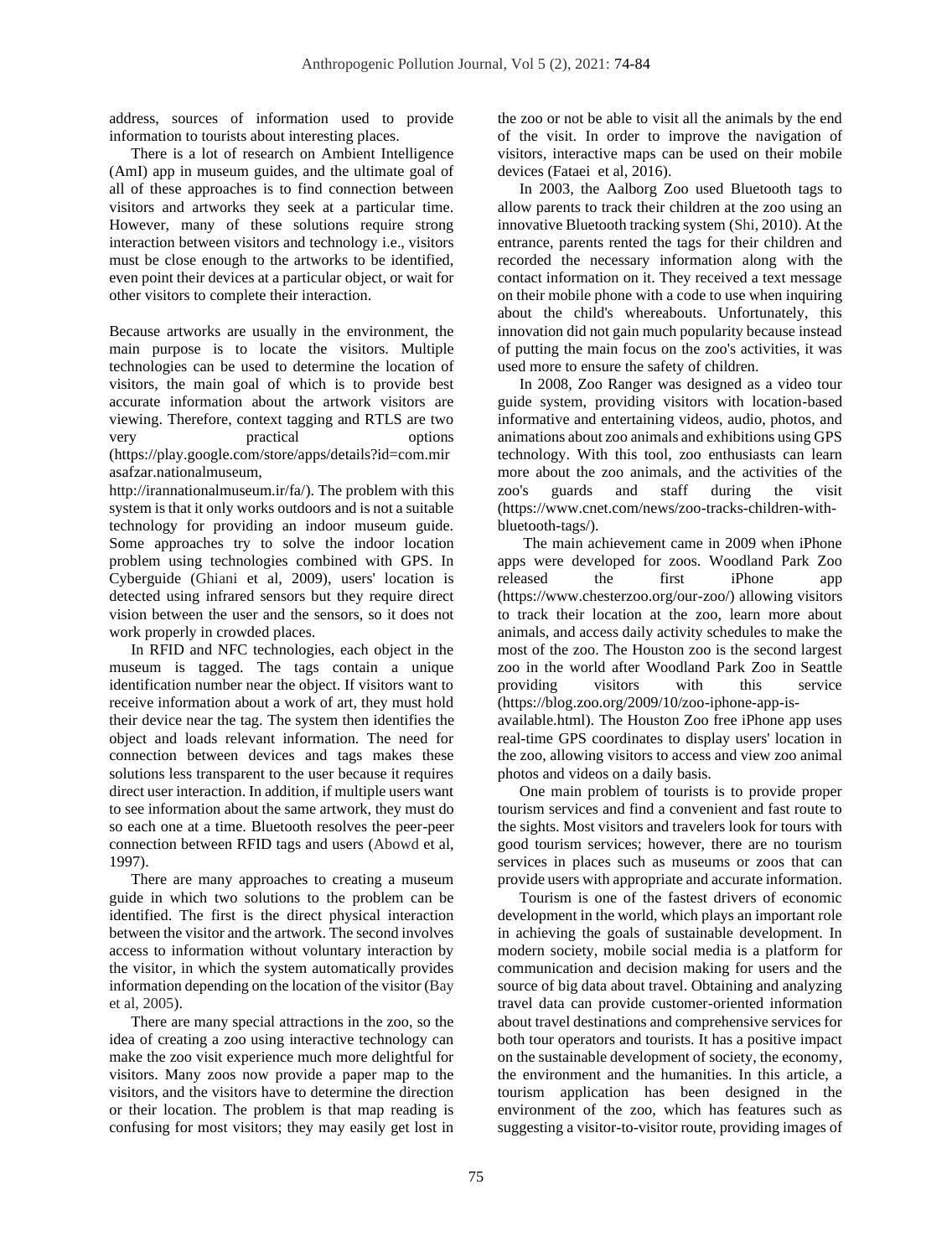address, sources of information used to provide information to tourists about interesting places.

There is a lot of research on Ambient Intelligence (AmI) app in museum guides, and the ultimate goal of all of these approaches is to find connection between visitors and artworks they seek at a particular time. However, many of these solutions require strong interaction between visitors and technology i.e., visitors must be close enough to the artworks to be identified, even point their devices at a particular object, or wait for other visitors to complete their interaction.

Because artworks are usually in the environment, the main purpose is to locate the visitors. Multiple technologies can be used to determine the location of visitors, the main goal of which is to provide best accurate information about the artwork visitors are viewing. Therefore, context tagging and RTLS are two very practical options (https://play.google.com/store/apps/details?id=com.mirasafzar.nationalmuseum, http://irannationalmuseum.ir/fa/). The problem with this system is that it only works outdoors and is not a suitable technology for providing an indoor museum guide. Some approaches try to solve the indoor location problem using technologies combined with GPS. In Cyberguide (Ghiani et al, 2009), users' location is detected using infrared sensors but they require direct vision between the user and the sensors, so it does not work properly in crowded places.

In RFID and NFC technologies, each object in the museum is tagged. The tags contain a unique identification number near the object. If visitors want to receive information about a work of art, they must hold their device near the tag. The system then identifies the object and loads relevant information. The need for connection between devices and tags makes these solutions less transparent to the user because it requires direct user interaction. In addition, if multiple users want to see information about the same artwork, they must do so each one at a time. Bluetooth resolves the peer-peer connection between RFID tags and users (Abowd et al, 1997).

There are many approaches to creating a museum guide in which two solutions to the problem can be identified. The first is the direct physical interaction between the visitor and the artwork. The second involves access to information without voluntary interaction by the visitor, in which the system automatically provides information depending on the location of the visitor (Bay et al, 2005).

There are many special attractions in the zoo, so the idea of creating a zoo using interactive technology can make the zoo visit experience much more delightful for visitors. Many zoos now provide a paper map to the visitors, and the visitors have to determine the direction or their location. The problem is that map reading is confusing for most visitors; they may easily get lost in the zoo or not be able to visit all the animals by the end of the visit. In order to improve the navigation of visitors, interactive maps can be used on their mobile devices (Fataei et al, 2016).

In 2003, the Aalborg Zoo used Bluetooth tags to allow parents to track their children at the zoo using an innovative Bluetooth tracking system (Shi, 2010). At the entrance, parents rented the tags for their children and recorded the necessary information along with the contact information on it. They received a text message on their mobile phone with a code to use when inquiring about the child's whereabouts. Unfortunately, this innovation did not gain much popularity because instead of putting the main focus on the zoo's activities, it was used more to ensure the safety of children.

In 2008, Zoo Ranger was designed as a video tour guide system, providing visitors with location-based informative and entertaining videos, audio, photos, and animations about zoo animals and exhibitions using GPS technology. With this tool, zoo enthusiasts can learn more about the zoo animals, and the activities of the zoo's guards and staff during the visit (https://www.cnet.com/news/zoo-tracks-children-with-bluetooth-tags/).

The main achievement came in 2009 when iPhone apps were developed for zoos. Woodland Park Zoo released the first iPhone app (https://www.chesterzoo.org/our-zoo/) allowing visitors to track their location at the zoo, learn more about animals, and access daily activity schedules to make the most of the zoo. The Houston zoo is the second largest zoo in the world after Woodland Park Zoo in Seattle providing visitors with this service (https://blog.zoo.org/2009/10/zoo-iphone-app-is-available.html). The Houston Zoo free iPhone app uses real-time GPS coordinates to display users' location in the zoo, allowing visitors to access and view zoo animal photos and videos on a daily basis.

One main problem of tourists is to provide proper tourism services and find a convenient and fast route to the sights. Most visitors and travelers look for tours with good tourism services; however, there are no tourism services in places such as museums or zoos that can provide users with appropriate and accurate information.

Tourism is one of the fastest drivers of economic development in the world, which plays an important role in achieving the goals of sustainable development. In modern society, mobile social media is a platform for communication and decision making for users and the source of big data about travel. Obtaining and analyzing travel data can provide customer-oriented information about travel destinations and comprehensive services for both tour operators and tourists. It has a positive impact on the sustainable development of society, the economy, the environment and the humanities. In this article, a tourism application has been designed in the environment of the zoo, which has features such as suggesting a visitor-to-visitor route, providing images of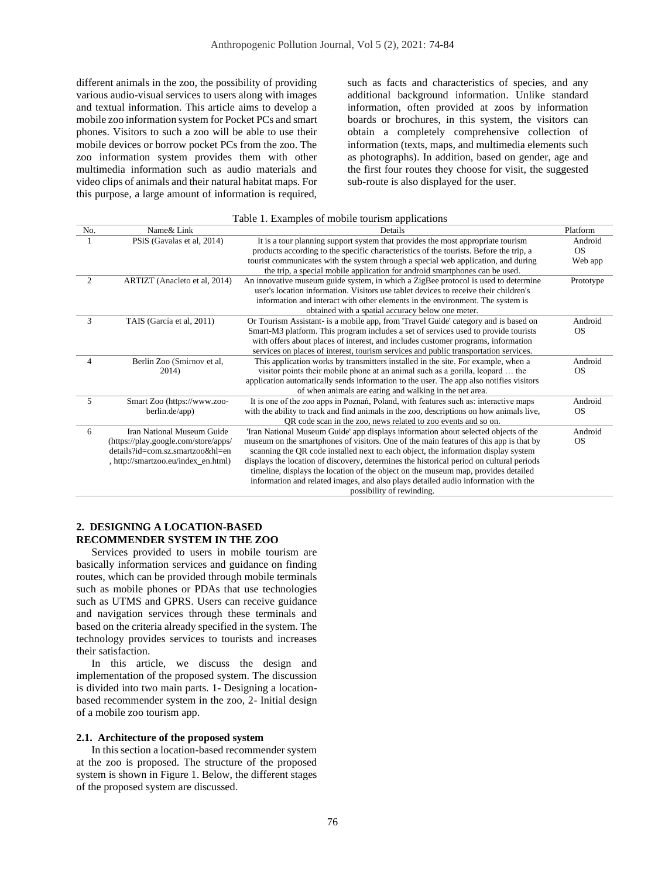different animals in the zoo, the possibility of providing various audio-visual services to users along with images and textual information. This article aims to develop a mobile zoo information system for Pocket PCs and smart phones. Visitors to such a zoo will be able to use their mobile devices or borrow pocket PCs from the zoo. The zoo information system provides them with other multimedia information such as audio materials and video clips of animals and their natural habitat maps. For this purpose, a large amount of information is required, such as facts and characteristics of species, and any additional background information. Unlike standard information, often provided at zoos by information boards or brochures, in this system, the visitors can obtain a completely comprehensive collection of information (texts, maps, and multimedia elements such as photographs). In addition, based on gender, age and the first four routes they choose for visit, the suggested sub-route is also displayed for the user.

Table 1. Examples of mobile tourism applications

| No. | Name& Link | Details | Platform |
|---|---|---|---|
| 1 | PSiS (Gavalas et al, 2014) | It is a tour planning support system that provides the most appropriate tourism products according to the specific characteristics of the tourists. Before the trip, a tourist communicates with the system through a special web application, and during the trip, a special mobile application for android smartphones can be used. | Android OS Web app |
| 2 | ARTIZT (Anacleto et al, 2014) | An innovative museum guide system, in which a ZigBee protocol is used to determine user's location information. Visitors use tablet devices to receive their children's information and interact with other elements in the environment. The system is obtained with a spatial accuracy below one meter. | Prototype |
| 3 | TAIS (García et al, 2011) | Or Tourism Assistant- is a mobile app, from 'Travel Guide' category and is based on Smart-M3 platform. This program includes a set of services used to provide tourists with offers about places of interest, and includes customer programs, information services on places of interest, tourism services and public transportation services. | Android OS |
| 4 | Berlin Zoo (Smirnov et al, 2014) | This application works by transmitters installed in the site. For example, when a visitor points their mobile phone at an animal such as a gorilla, leopard … the application automatically sends information to the user. The app also notifies visitors of when animals are eating and walking in the net area. | Android OS |
| 5 | Smart Zoo (https://www.zoo-berlin.de/app) | It is one of the zoo apps in Poznań, Poland, with features such as: interactive maps with the ability to track and find animals in the zoo, descriptions on how animals live, QR code scan in the zoo, news related to zoo events and so on. | Android OS |
| 6 | Iran National Museum Guide (https://play.google.com/store/apps/details?id=com.sz.smartzoo&hl=en , http://smartzoo.eu/index_en.html) | 'Iran National Museum Guide' app displays information about selected objects of the museum on the smartphones of visitors. One of the main features of this app is that by scanning the QR code installed next to each object, the information display system displays the location of discovery, determines the historical period on cultural periods timeline, displays the location of the object on the museum map, provides detailed information and related images, and also plays detailed audio information with the possibility of rewinding. | Android OS |

## 2. DESIGNING A LOCATION-BASED RECOMMENDER SYSTEM IN THE ZOO

Services provided to users in mobile tourism are basically information services and guidance on finding routes, which can be provided through mobile terminals such as mobile phones or PDAs that use technologies such as UTMS and GPRS. Users can receive guidance and navigation services through these terminals and based on the criteria already specified in the system. The technology provides services to tourists and increases their satisfaction.

In this article, we discuss the design and implementation of the proposed system. The discussion is divided into two main parts. 1- Designing a location-based recommender system in the zoo, 2- Initial design of a mobile zoo tourism app.

### 2.1. Architecture of the proposed system

In this section a location-based recommender system at the zoo is proposed. The structure of the proposed system is shown in Figure 1. Below, the different stages of the proposed system are discussed.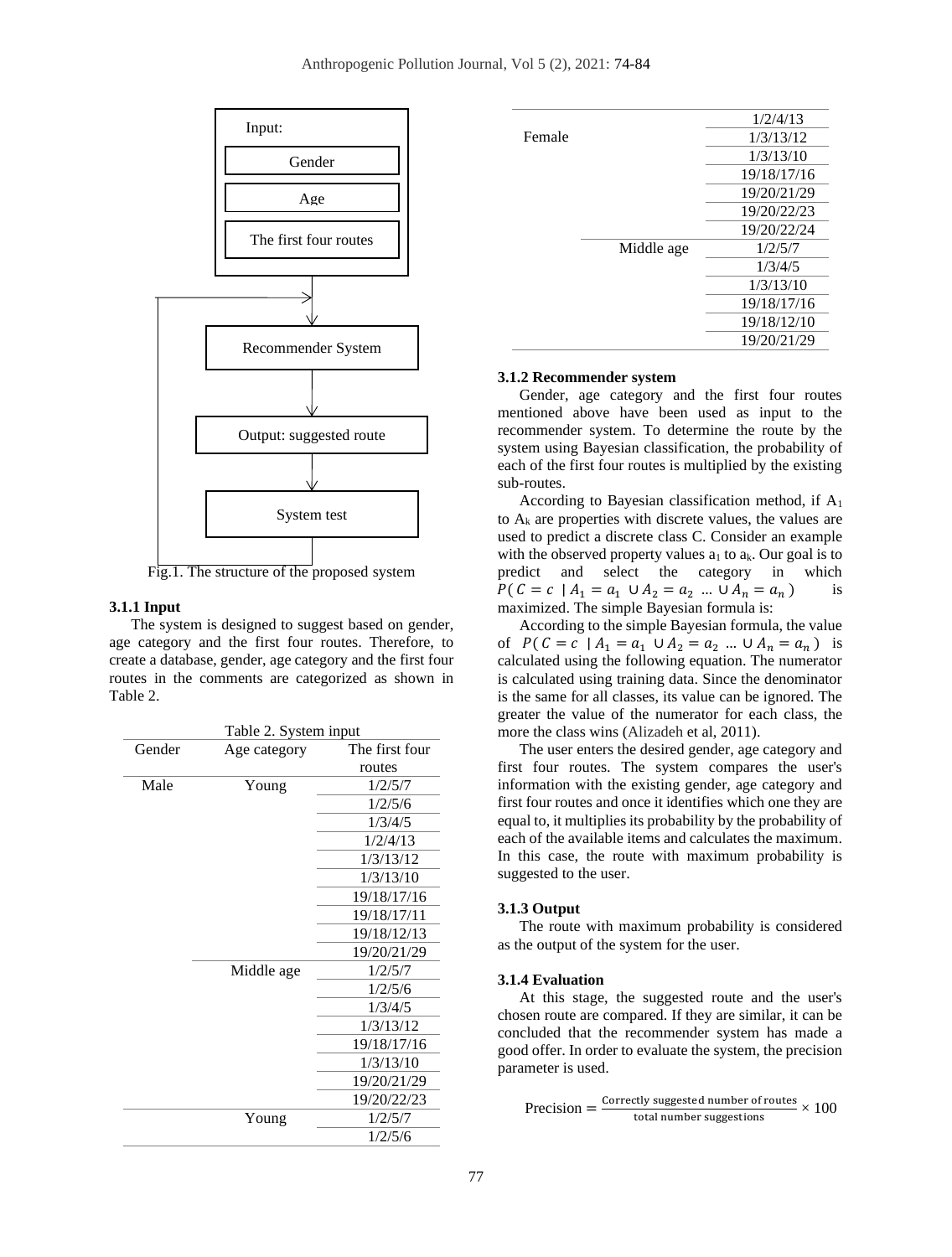Input:

Gender

Age

The first four routes

Recommender System

Output: suggested route

System test

Fig.1. The structure of the proposed system

### 3.1.1 Input

The system is designed to suggest based on gender, age category and the first four routes. Therefore, to create a database, gender, age category and the first four routes in the comments are categorized as shown in Table 2.

Table 2. System input

| Gender | Age category | The first four routes |
|---|---|---|
| Male | Young | 1/2/5/7 |
| | | 1/2/5/6 |
| | | 1/3/4/5 |
| | | 1/2/4/13 |
| | | 1/3/13/12 |
| | | 1/3/13/10 |
| | | 19/18/17/16 |
| | | 19/18/17/11 |
| | | 19/18/12/13 |
| | | 19/20/21/29 |
| | Middle age | 1/2/5/7 |
| | | 1/2/5/6 |
| | | 1/3/4/5 |
| | | 1/3/13/12 |
| | | 19/18/17/16 |
| | | 1/3/13/10 |
| | | 19/20/21/29 |
| | | 19/20/22/23 |
| Female | Young | 1/2/5/7 |
| | | 1/2/5/6 |
| | | 1/2/4/13 |
| | | 1/3/13/12 |
| | | 1/3/13/10 |
| | | 19/18/17/16 |
| | | 19/20/21/29 |
| | | 19/20/22/23 |
| | | 19/20/22/24 |
| | Middle age | 1/2/5/7 |
| | | 1/3/4/5 |
| | | 1/3/13/10 |
| | | 19/18/17/16 |
| | | 19/18/12/10 |
| | | 19/20/21/29 |

### 3.1.2 Recommender system

Gender, age category and the first four routes mentioned above have been used as input to the recommender system. To determine the route by the system using Bayesian classification, the probability of each of the first four routes is multiplied by the existing sub-routes.

According to Bayesian classification method, if $A_1$ to $A_k$ are properties with discrete values, the values are used to predict a discrete class C. Consider an example with the observed property values $a_1$ to $a_k$. Our goal is to predict and select the category in which $P(C = c \mid A_1 = a_1 \cup A_2 = a_2 \ldots \cup A_n = a_n)$ is maximized. The simple Bayesian formula is:

According to the simple Bayesian formula, the value of $P(C = c \mid A_1 = a_1 \cup A_2 = a_2 \ldots \cup A_n = a_n)$ is calculated using the following equation. The numerator is calculated using training data. Since the denominator is the same for all classes, its value can be ignored. The greater the value of the numerator for each class, the more the class wins (Alizadeh et al, 2011).

The user enters the desired gender, age category and first four routes. The system compares the user's information with the existing gender, age category and first four routes and once it identifies which one they are equal to, it multiplies its probability by the probability of each of the available items and calculates the maximum. In this case, the route with maximum probability is suggested to the user.

### 3.1.3 Output

The route with maximum probability is considered as the output of the system for the user.

### 3.1.4 Evaluation

At this stage, the suggested route and the user's chosen route are compared. If they are similar, it can be concluded that the recommender system has made a good offer. In order to evaluate the system, the precision parameter is used.

$$\text{Precision} = \frac{\text{Correctly suggested number of routes}}{\text{total number suggestions}} \times 100$$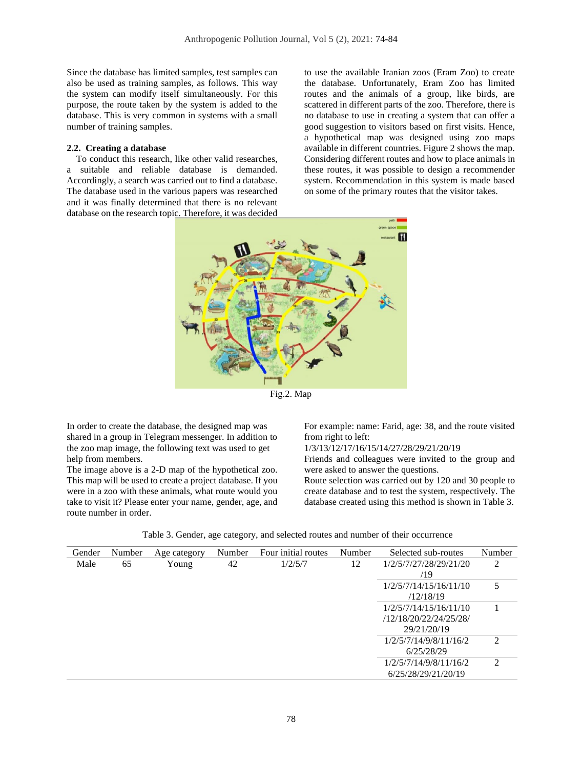Since the database has limited samples, test samples can also be used as training samples, as follows. This way the system can modify itself simultaneously. For this purpose, the route taken by the system is added to the database. This is very common in systems with a small number of training samples.

### 2.2. Creating a database

To conduct this research, like other valid researches, a suitable and reliable database is demanded. Accordingly, a search was carried out to find a database. The database used in the various papers was researched and it was finally determined that there is no relevant database on the research topic. Therefore, it was decided to use the available Iranian zoos (Eram Zoo) to create the database. Unfortunately, Eram Zoo has limited routes and the animals of a group, like birds, are scattered in different parts of the zoo. Therefore, there is no database to use in creating a system that can offer a good suggestion to visitors based on first visits. Hence, a hypothetical map was designed using zoo maps available in different countries. Figure 2 shows the map. Considering different routes and how to place animals in these routes, it was possible to design a recommender system. Recommendation in this system is made based on some of the primary routes that the visitor takes.

Fig.2. Map

In order to create the database, the designed map was shared in a group in Telegram messenger. In addition to the zoo map image, the following text was used to get help from members.

The image above is a 2-D map of the hypothetical zoo. This map will be used to create a project database. If you were in a zoo with these animals, what route would you take to visit it? Please enter your name, gender, age, and route number in order.

For example: name: Farid, age: 38, and the route visited from right to left:

1/3/13/12/17/16/15/14/27/28/29/21/20/19

Friends and colleagues were invited to the group and were asked to answer the questions.

Route selection was carried out by 120 and 30 people to create database and to test the system, respectively. The database created using this method is shown in Table 3.

Table 3. Gender, age category, and selected routes and number of their occurrence

| Gender | Number | Age category | Number | Four initial routes | Number | Selected sub-routes | Number |
|---|---|---|---|---|---|---|---|
| Male | 65 | Young | 42 | 1/2/5/7 | 12 | 1/2/5/7/27/28/29/21/20/19 | 2 |
| | | | | | | 1/2/5/7/14/15/16/11/10/12/18/19 | 5 |
| | | | | | | 1/2/5/7/14/15/16/11/10/12/18/20/22/24/25/28/29/21/20/19 | 1 |
| | | | | | | 1/2/5/7/14/9/8/11/16/26/25/28/29 | 2 |
| | | | | | | 1/2/5/7/14/9/8/11/16/26/25/28/29/21/20/19 | 2 |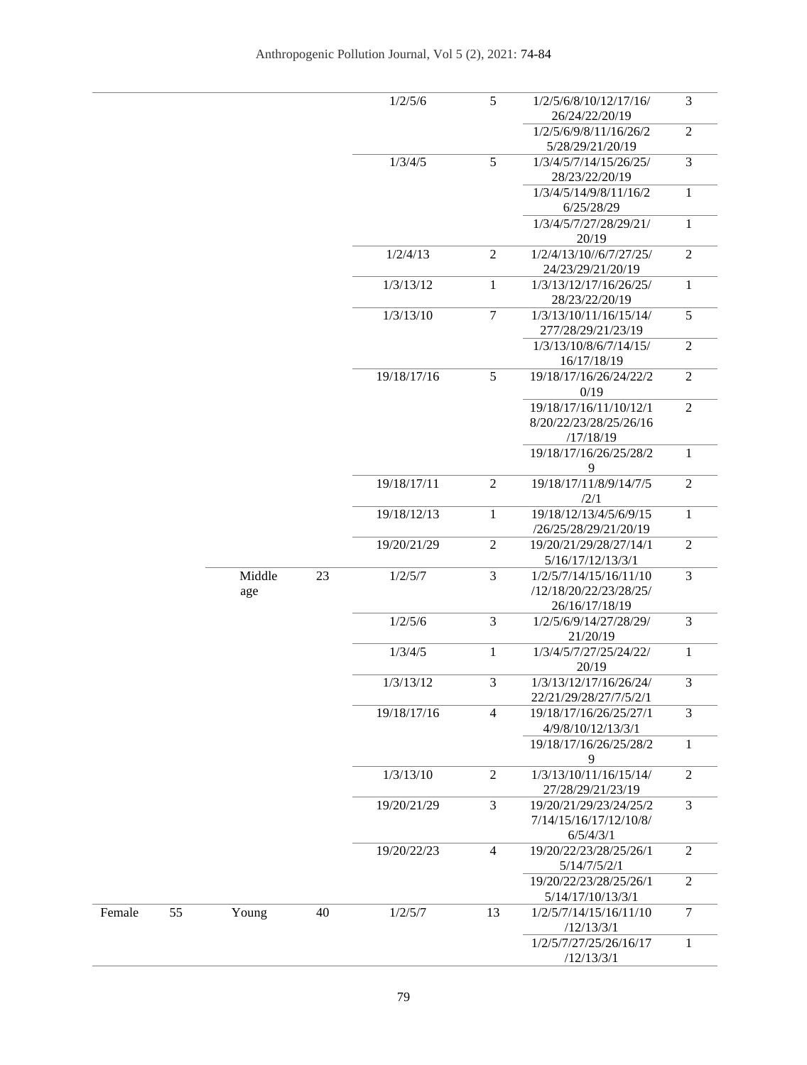| | | | | 1/2/5/6 | 5 | 1/2/5/6/8/10/12/17/16/26/24/22/20/19 | 3 |
|---|---|---|---|---|---|---|---|
| | | | | | | 1/2/5/6/9/8/11/16/26/25/28/29/21/20/19 | 2 |
| | | | | 1/3/4/5 | 5 | 1/3/4/5/7/14/15/26/25/28/23/22/20/19 | 3 |
| | | | | | | 1/3/4/5/14/9/8/11/16/26/25/28/29 | 1 |
| | | | | | | 1/3/4/5/7/27/28/29/21/20/19 | 1 |
| | | | | 1/2/4/13 | 2 | 1/2/4/13/10//6/7/27/25/24/23/29/21/20/19 | 2 |
| | | | | 1/3/13/12 | 1 | 1/3/13/12/17/16/26/25/28/23/22/20/19 | 1 |
| | | | | 1/3/13/10 | 7 | 1/3/13/10/11/16/15/14/277/28/29/21/23/19 | 5 |
| | | | | | | 1/3/13/10/8/6/7/14/15/16/17/18/19 | 2 |
| | | | | 19/18/17/16 | 5 | 19/18/17/16/26/24/22/20/19 | 2 |
| | | | | | | 19/18/17/16/11/10/12/18/20/22/23/28/25/26/16/17/18/19 | 2 |
| | | | | | | 19/18/17/16/26/25/28/29 | 1 |
| | | | | 19/18/17/11 | 2 | 19/18/17/11/8/9/14/7/5/2/1 | 2 |
| | | | | 19/18/12/13 | 1 | 19/18/12/13/4/5/6/9/15/26/25/28/29/21/20/19 | 1 |
| | | | | 19/20/21/29 | 2 | 19/20/21/29/28/27/14/15/16/17/12/13/3/1 | 2 |
| | | Middle age | 23 | 1/2/5/7 | 3 | 1/2/5/7/14/15/16/11/10/12/18/20/22/23/28/25/26/16/17/18/19 | 3 |
| | | | | 1/2/5/6 | 3 | 1/2/5/6/9/14/27/28/29/21/20/19 | 3 |
| | | | | 1/3/4/5 | 1 | 1/3/4/5/7/27/25/24/22/20/19 | 1 |
| | | | | 1/3/13/12 | 3 | 1/3/13/12/17/16/26/24/22/21/29/28/27/7/5/2/1 | 3 |
| | | | | 19/18/17/16 | 4 | 19/18/17/16/26/25/27/14/9/8/10/12/13/3/1 | 3 |
| | | | | | | 19/18/17/16/26/25/28/29 | 1 |
| | | | | 1/3/13/10 | 2 | 1/3/13/10/11/16/15/14/27/28/29/21/23/19 | 2 |
| | | | | 19/20/21/29 | 3 | 19/20/21/29/23/24/25/27/14/15/16/17/12/10/8/6/5/4/3/1 | 3 |
| | | | | 19/20/22/23 | 4 | 19/20/22/23/28/25/26/15/14/7/5/2/1 | 2 |
| | | | | | | 19/20/22/23/28/25/26/15/14/17/10/13/3/1 | 2 |
| Female | 55 | Young | 40 | 1/2/5/7 | 13 | 1/2/5/7/14/15/16/11/10/12/13/3/1 | 7 |
| | | | | | | 1/2/5/7/27/25/26/16/17/12/13/3/1 | 1 |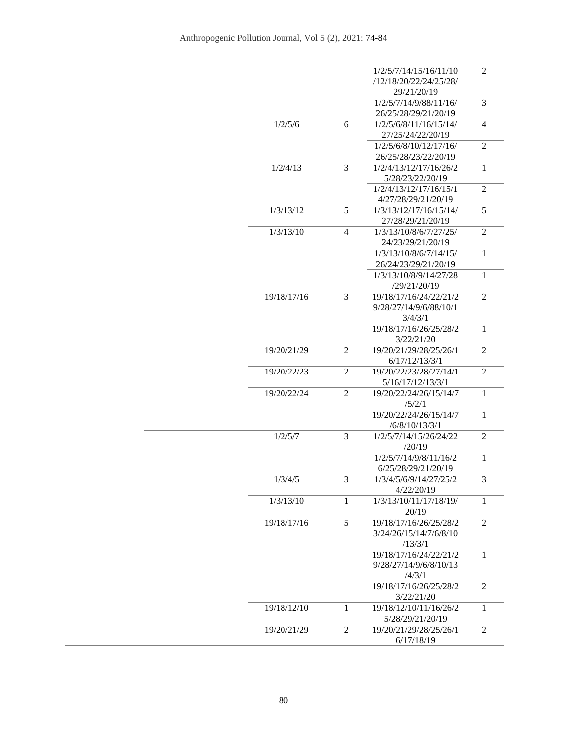| | | | | |
|---|---|---|---|---|
| | | | 1/2/5/7/14/15/16/11/10/12/18/20/22/24/25/28/29/21/20/19 | 2 |
| | | | 1/2/5/7/14/9/88/11/16/26/25/28/29/21/20/19 | 3 |
| | 1/2/5/6 | 6 | 1/2/5/6/8/11/16/15/14/27/25/24/22/20/19 | 4 |
| | | | 1/2/5/6/8/10/12/17/16/26/25/28/23/22/20/19 | 2 |
| | 1/2/4/13 | 3 | 1/2/4/13/12/17/16/26/25/28/23/22/20/19 | 1 |
| | | | 1/2/4/13/12/17/16/15/14/27/28/29/21/20/19 | 2 |
| | 1/3/13/12 | 5 | 1/3/13/12/17/16/15/14/27/28/29/21/20/19 | 5 |
| | 1/3/13/10 | 4 | 1/3/13/10/8/6/7/27/25/24/23/29/21/20/19 | 2 |
| | | | 1/3/13/10/8/6/7/14/15/26/24/23/29/21/20/19 | 1 |
| | | | 1/3/13/10/8/9/14/27/28/29/21/20/19 | 1 |
| | 19/18/17/16 | 3 | 19/18/17/16/24/22/21/29/28/27/14/9/6/88/10/13/4/3/1 | 2 |
| | | | 19/18/17/16/26/25/28/23/22/21/20 | 1 |
| | 19/20/21/29 | 2 | 19/20/21/29/28/25/26/16/17/12/13/3/1 | 2 |
| | 19/20/22/23 | 2 | 19/20/22/23/28/27/14/15/16/17/12/13/3/1 | 2 |
| | 19/20/22/24 | 2 | 19/20/22/24/26/15/14/7/5/2/1 | 1 |
| | | | 19/20/22/24/26/15/14/7/6/8/10/13/3/1 | 1 |
| | 1/2/5/7 | 3 | 1/2/5/7/14/15/26/24/22/20/19 | 2 |
| | | | 1/2/5/7/14/9/8/11/16/26/25/28/29/21/20/19 | 1 |
| | 1/3/4/5 | 3 | 1/3/4/5/6/9/14/27/25/24/22/20/19 | 3 |
| | 1/3/13/10 | 1 | 1/3/13/10/11/17/18/19/20/19 | 1 |
| | 19/18/17/16 | 5 | 19/18/17/16/26/25/28/23/24/26/15/14/7/6/8/10/13/3/1 | 2 |
| | | | 19/18/17/16/24/22/21/29/28/27/14/9/6/8/10/13/4/3/1 | 1 |
| | | | 19/18/17/16/26/25/28/23/22/21/20 | 2 |
| | 19/18/12/10 | 1 | 19/18/12/10/11/16/26/25/28/29/21/20/19 | 1 |
| | 19/20/21/29 | 2 | 19/20/21/29/28/25/26/16/17/18/19 | 2 |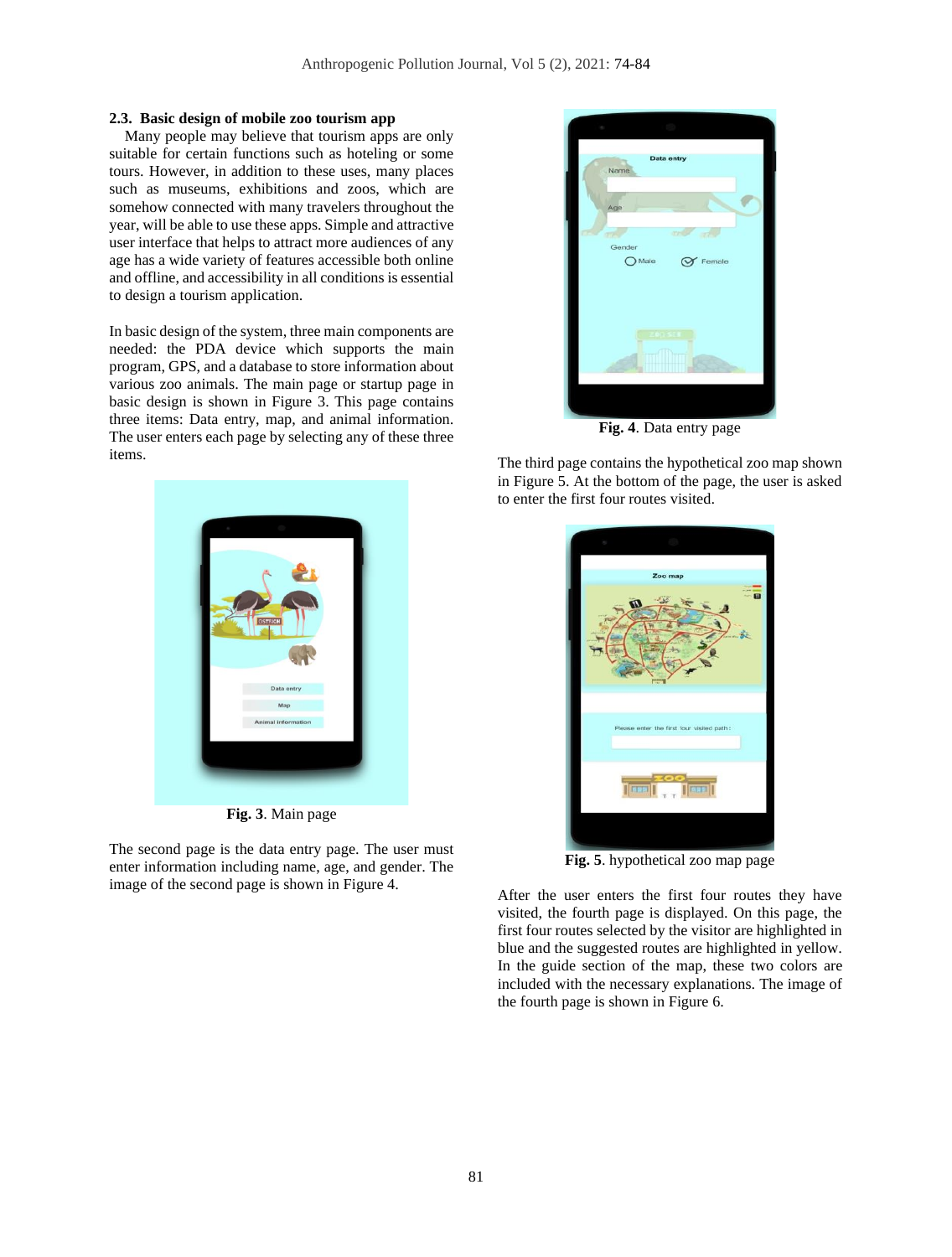### 2.3. Basic design of mobile zoo tourism app

Many people may believe that tourism apps are only suitable for certain functions such as hoteling or some tours. However, in addition to these uses, many places such as museums, exhibitions and zoos, which are somehow connected with many travelers throughout the year, will be able to use these apps. Simple and attractive user interface that helps to attract more audiences of any age has a wide variety of features accessible both online and offline, and accessibility in all conditions is essential to design a tourism application.

In basic design of the system, three main components are needed: the PDA device which supports the main program, GPS, and a database to store information about various zoo animals. The main page or startup page in basic design is shown in Figure 3. This page contains three items: Data entry, map, and animal information. The user enters each page by selecting any of these three items.

**Fig. 3**. Main page

The second page is the data entry page. The user must enter information including name, age, and gender. The image of the second page is shown in Figure 4.

**Fig. 4**. Data entry page

The third page contains the hypothetical zoo map shown in Figure 5. At the bottom of the page, the user is asked to enter the first four routes visited.

**Fig. 5**. hypothetical zoo map page

After the user enters the first four routes they have visited, the fourth page is displayed. On this page, the first four routes selected by the visitor are highlighted in blue and the suggested routes are highlighted in yellow. In the guide section of the map, these two colors are included with the necessary explanations. The image of the fourth page is shown in Figure 6.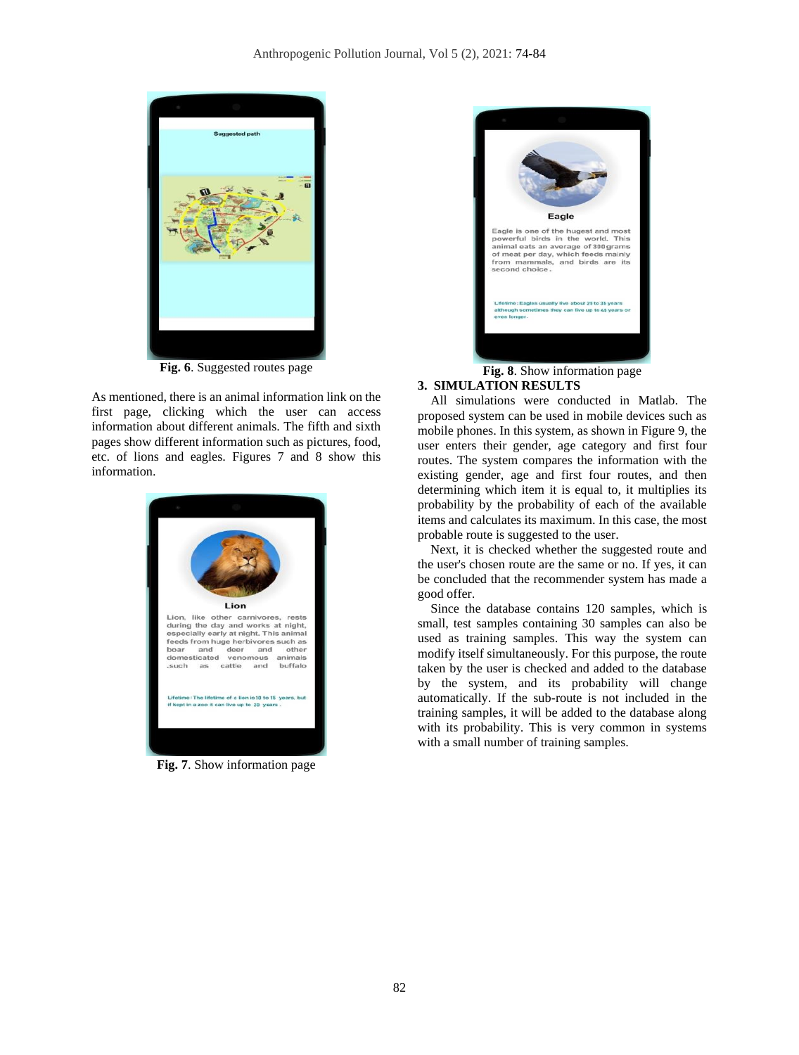Fig. 6. Suggested routes page

As mentioned, there is an animal information link on the first page, clicking which the user can access information about different animals. The fifth and sixth pages show different information such as pictures, food, etc. of lions and eagles. Figures 7 and 8 show this information.

Fig. 7. Show information page

Fig. 8. Show information page

## 3. SIMULATION RESULTS

All simulations were conducted in Matlab. The proposed system can be used in mobile devices such as mobile phones. In this system, as shown in Figure 9, the user enters their gender, age category and first four routes. The system compares the information with the existing gender, age and first four routes, and then determining which item it is equal to, it multiplies its probability by the probability of each of the available items and calculates its maximum. In this case, the most probable route is suggested to the user.

Next, it is checked whether the suggested route and the user's chosen route are the same or no. If yes, it can be concluded that the recommender system has made a good offer.

Since the database contains 120 samples, which is small, test samples containing 30 samples can also be used as training samples. This way the system can modify itself simultaneously. For this purpose, the route taken by the user is checked and added to the database by the system, and its probability will change automatically. If the sub-route is not included in the training samples, it will be added to the database along with its probability. This is very common in systems with a small number of training samples.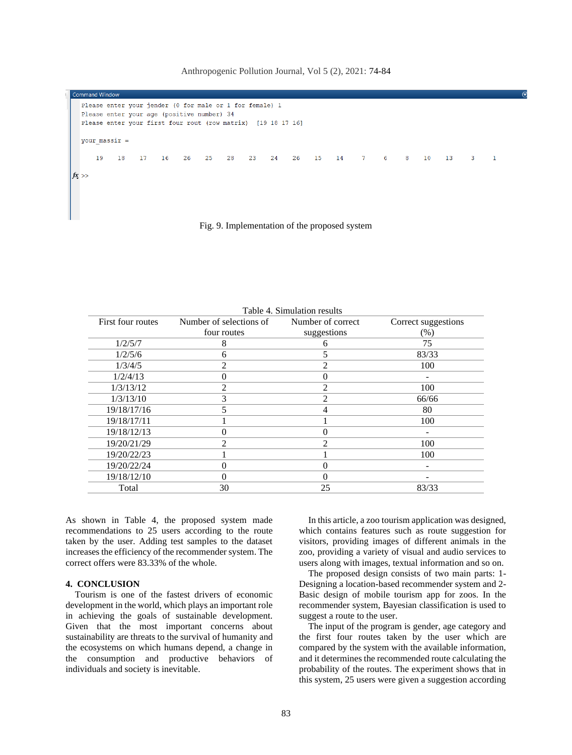```
Command Window
Please enter your jender (0 for male or 1 for female) 1
Please enter your age (positive number) 34
Please enter your first four rout (row matrix)  [19 18 17 16]

your_massir =

    19    18    17    16    26    25    28    23    24    26    15    14     7     6     8    10    13     3     1

fx >>
```

Fig. 9. Implementation of the proposed system

Table 4. Simulation results

| First four routes | Number of selections of four routes | Number of correct suggestions | Correct suggestions (%) |
|---|---|---|---|
| 1/2/5/7 | 8 | 6 | 75 |
| 1/2/5/6 | 6 | 5 | 83/33 |
| 1/3/4/5 | 2 | 2 | 100 |
| 1/2/4/13 | 0 | 0 | - |
| 1/3/13/12 | 2 | 2 | 100 |
| 1/3/13/10 | 3 | 2 | 66/66 |
| 19/18/17/16 | 5 | 4 | 80 |
| 19/18/17/11 | 1 | 1 | 100 |
| 19/18/12/13 | 0 | 0 | - |
| 19/20/21/29 | 2 | 2 | 100 |
| 19/20/22/23 | 1 | 1 | 100 |
| 19/20/22/24 | 0 | 0 | - |
| 19/18/12/10 | 0 | 0 | - |
| Total | 30 | 25 | 83/33 |

As shown in Table 4, the proposed system made recommendations to 25 users according to the route taken by the user. Adding test samples to the dataset increases the efficiency of the recommender system. The correct offers were 83.33% of the whole.

## 4. CONCLUSION

Tourism is one of the fastest drivers of economic development in the world, which plays an important role in achieving the goals of sustainable development. Given that the most important concerns about sustainability are threats to the survival of humanity and the ecosystems on which humans depend, a change in the consumption and productive behaviors of individuals and society is inevitable.

In this article, a zoo tourism application was designed, which contains features such as route suggestion for visitors, providing images of different animals in the zoo, providing a variety of visual and audio services to users along with images, textual information and so on.

The proposed design consists of two main parts: 1- Designing a location-based recommender system and 2- Basic design of mobile tourism app for zoos. In the recommender system, Bayesian classification is used to suggest a route to the user.

The input of the program is gender, age category and the first four routes taken by the user which are compared by the system with the available information, and it determines the recommended route calculating the probability of the routes. The experiment shows that in this system, 25 users were given a suggestion according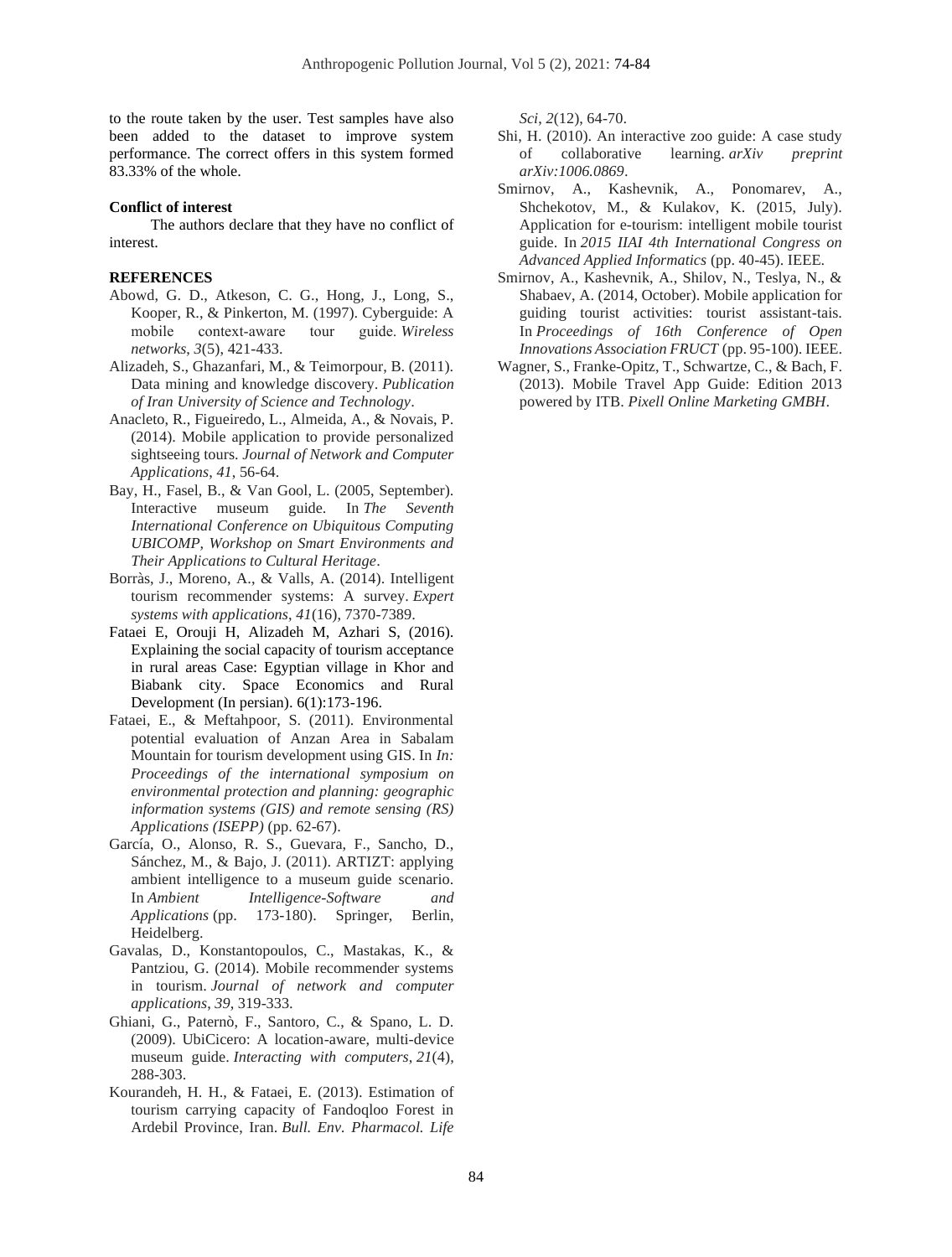to the route taken by the user. Test samples have also been added to the dataset to improve system performance. The correct offers in this system formed 83.33% of the whole.

**Conflict of interest**

The authors declare that they have no conflict of interest.

**REFERENCES**

Abowd, G. D., Atkeson, C. G., Hong, J., Long, S., Kooper, R., & Pinkerton, M. (1997). Cyberguide: A mobile context-aware tour guide. *Wireless networks*, *3*(5), 421-433.

Alizadeh, S., Ghazanfari, M., & Teimorpour, B. (2011). Data mining and knowledge discovery. *Publication of Iran University of Science and Technology*.

Anacleto, R., Figueiredo, L., Almeida, A., & Novais, P. (2014). Mobile application to provide personalized sightseeing tours. *Journal of Network and Computer Applications*, *41*, 56-64.

Bay, H., Fasel, B., & Van Gool, L. (2005, September). Interactive museum guide. In *The Seventh International Conference on Ubiquitous Computing UBICOMP, Workshop on Smart Environments and Their Applications to Cultural Heritage*.

Borràs, J., Moreno, A., & Valls, A. (2014). Intelligent tourism recommender systems: A survey. *Expert systems with applications*, *41*(16), 7370-7389.

Fataei E, Orouji H, Alizadeh M, Azhari S, (2016). Explaining the social capacity of tourism acceptance in rural areas Case: Egyptian village in Khor and Biabank city. Space Economics and Rural Development (In persian). 6(1):173-196.

Fataei, E., & Meftahpoor, S. (2011). Environmental potential evaluation of Anzan Area in Sabalam Mountain for tourism development using GIS. In *In: Proceedings of the international symposium on environmental protection and planning: geographic information systems (GIS) and remote sensing (RS) Applications (ISEPP)* (pp. 62-67).

García, O., Alonso, R. S., Guevara, F., Sancho, D., Sánchez, M., & Bajo, J. (2011). ARTIZT: applying ambient intelligence to a museum guide scenario. In *Ambient Intelligence-Software and Applications* (pp. 173-180). Springer, Berlin, Heidelberg.

Gavalas, D., Konstantopoulos, C., Mastakas, K., & Pantziou, G. (2014). Mobile recommender systems in tourism. *Journal of network and computer applications*, *39*, 319-333.

Ghiani, G., Paternò, F., Santoro, C., & Spano, L. D. (2009). UbiCicero: A location-aware, multi-device museum guide. *Interacting with computers*, *21*(4), 288-303.

Kourandeh, H. H., & Fataei, E. (2013). Estimation of tourism carrying capacity of Fandoqloo Forest in Ardebil Province, Iran. *Bull. Env. Pharmacol. Life Sci*, *2*(12), 64-70.

Shi, H. (2010). An interactive zoo guide: A case study of collaborative learning. *arXiv preprint arXiv:1006.0869*.

Smirnov, A., Kashevnik, A., Ponomarev, A., Shchekotov, M., & Kulakov, K. (2015, July). Application for e-tourism: intelligent mobile tourist guide. In *2015 IIAI 4th International Congress on Advanced Applied Informatics* (pp. 40-45). IEEE.

Smirnov, A., Kashevnik, A., Shilov, N., Teslya, N., & Shabaev, A. (2014, October). Mobile application for guiding tourist activities: tourist assistant-tais. In *Proceedings of 16th Conference of Open Innovations Association FRUCT* (pp. 95-100). IEEE.

Wagner, S., Franke-Opitz, T., Schwartze, C., & Bach, F. (2013). Mobile Travel App Guide: Edition 2013 powered by ITB. *Pixell Online Marketing GMBH*.